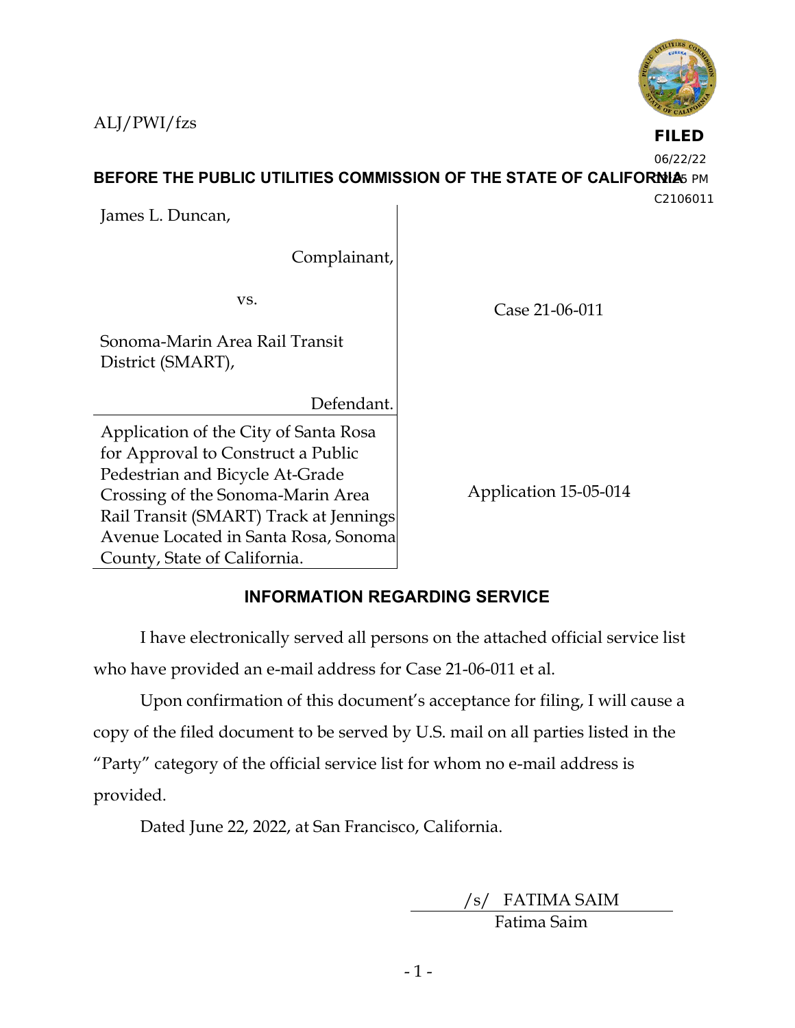ALJ/PWI/fzs

**FILED**
06/22/22
12:25 PM
C2106011

**BEFORE THE PUBLIC UTILITIES COMMISSION OF THE STATE OF CALIFORNIA**

| | |
|---|---|
| James L. Duncan,<br><br>Complainant,<br><br>vs.<br><br>Sonoma-Marin Area Rail Transit District (SMART),<br><br>Defendant. | Case 21-06-011 |
| Application of the City of Santa Rosa for Approval to Construct a Public Pedestrian and Bicycle At-Grade Crossing of the Sonoma-Marin Area Rail Transit (SMART) Track at Jennings Avenue Located in Santa Rosa, Sonoma County, State of California. | Application 15-05-014 |

## INFORMATION REGARDING SERVICE

I have electronically served all persons on the attached official service list who have provided an e-mail address for Case 21-06-011 et al.

Upon confirmation of this document's acceptance for filing, I will cause a copy of the filed document to be served by U.S. mail on all parties listed in the "Party" category of the official service list for whom no e-mail address is provided.

Dated June 22, 2022, at San Francisco, California.

/s/ FATIMA SAIM
Fatima Saim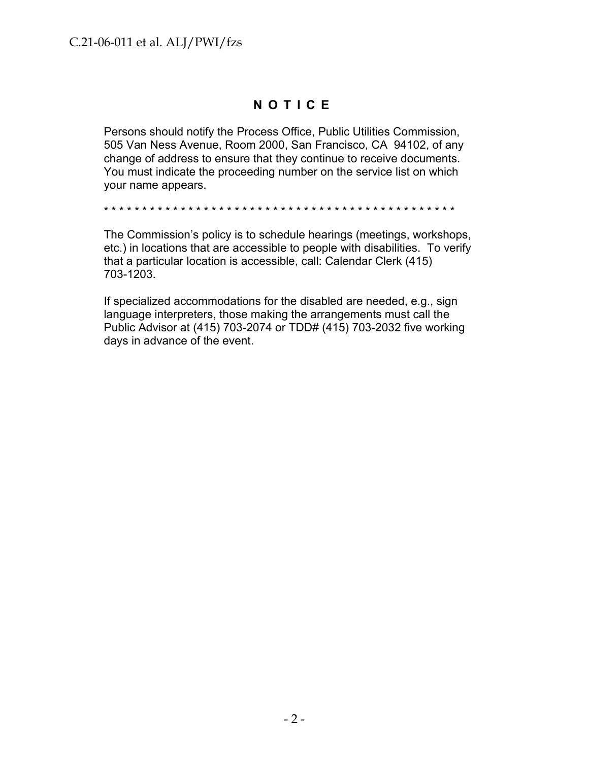# N O T I C E

Persons should notify the Process Office, Public Utilities Commission, 505 Van Ness Avenue, Room 2000, San Francisco, CA 94102, of any change of address to ensure that they continue to receive documents. You must indicate the proceeding number on the service list on which your name appears.

* * * * * * * * * * * * * * * * * * * * * * * * * * * * * * * * * * * * * * * * * * * * * * * * *

The Commission's policy is to schedule hearings (meetings, workshops, etc.) in locations that are accessible to people with disabilities. To verify that a particular location is accessible, call: Calendar Clerk (415) 703-1203.

If specialized accommodations for the disabled are needed, e.g., sign language interpreters, those making the arrangements must call the Public Advisor at (415) 703-2074 or TDD# (415) 703-2032 five working days in advance of the event.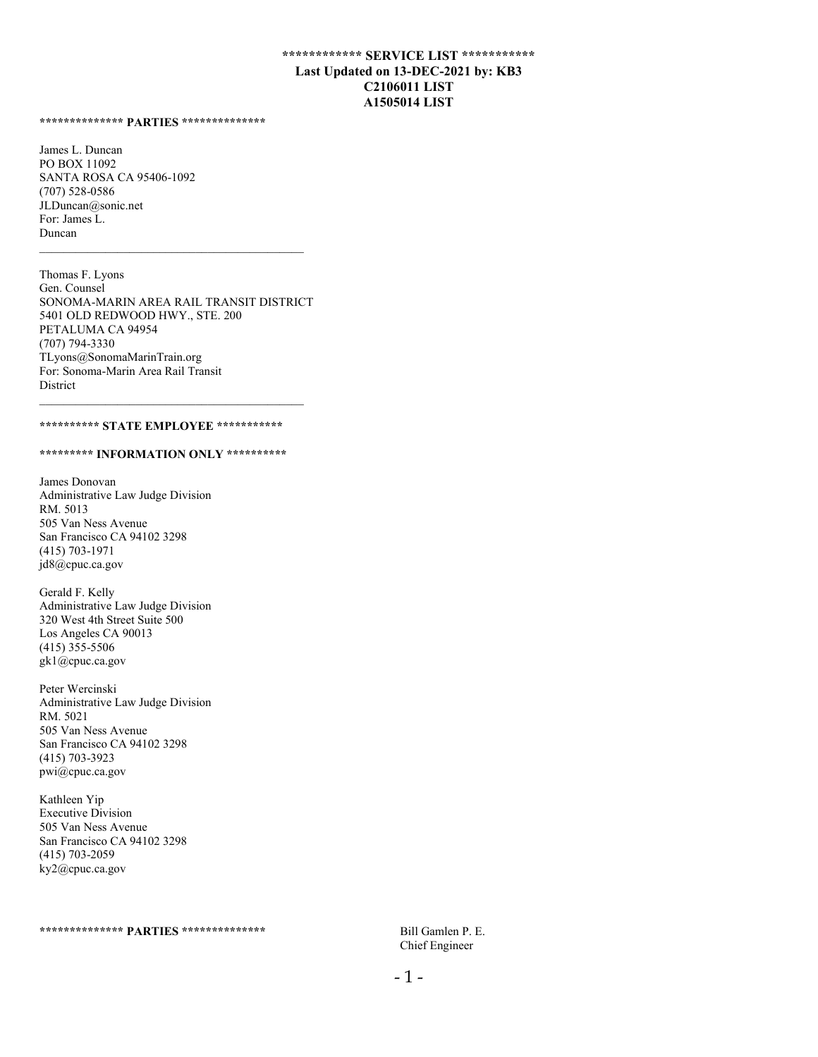**\*\*\*\*\*\*\*\*\*\*\*\* SERVICE LIST \*\*\*\*\*\*\*\*\*\*\***
**Last Updated on 13-DEC-2021 by: KB3**
**C2106011 LIST**
**A1505014 LIST**

**\*\*\*\*\*\*\*\*\*\*\*\*\*\* PARTIES \*\*\*\*\*\*\*\*\*\*\*\*\*\***

James L. Duncan
PO BOX 11092
SANTA ROSA CA 95406-1092
(707) 528-0586
JLDuncan@sonic.net
For: James L. Duncan

---

Thomas F. Lyons
Gen. Counsel
SONOMA-MARIN AREA RAIL TRANSIT DISTRICT
5401 OLD REDWOOD HWY., STE. 200
PETALUMA CA 94954
(707) 794-3330
TLyons@SonomaMarinTrain.org
For: Sonoma-Marin Area Rail Transit District

---

**\*\*\*\*\*\*\*\*\*\* STATE EMPLOYEE \*\*\*\*\*\*\*\*\*\*\***

**\*\*\*\*\*\*\*\*\* INFORMATION ONLY \*\*\*\*\*\*\*\*\*\***

James Donovan
Administrative Law Judge Division
RM. 5013
505 Van Ness Avenue
San Francisco CA 94102 3298
(415) 703-1971
jd8@cpuc.ca.gov

Gerald F. Kelly
Administrative Law Judge Division
320 West 4th Street Suite 500
Los Angeles CA 90013
(415) 355-5506
gk1@cpuc.ca.gov

Peter Wercinski
Administrative Law Judge Division
RM. 5021
505 Van Ness Avenue
San Francisco CA 94102 3298
(415) 703-3923
pwi@cpuc.ca.gov

Kathleen Yip
Executive Division
505 Van Ness Avenue
San Francisco CA 94102 3298
(415) 703-2059
ky2@cpuc.ca.gov

**\*\*\*\*\*\*\*\*\*\*\*\*\*\* PARTIES \*\*\*\*\*\*\*\*\*\*\*\*\*\***

Bill Gamlen P. E.
Chief Engineer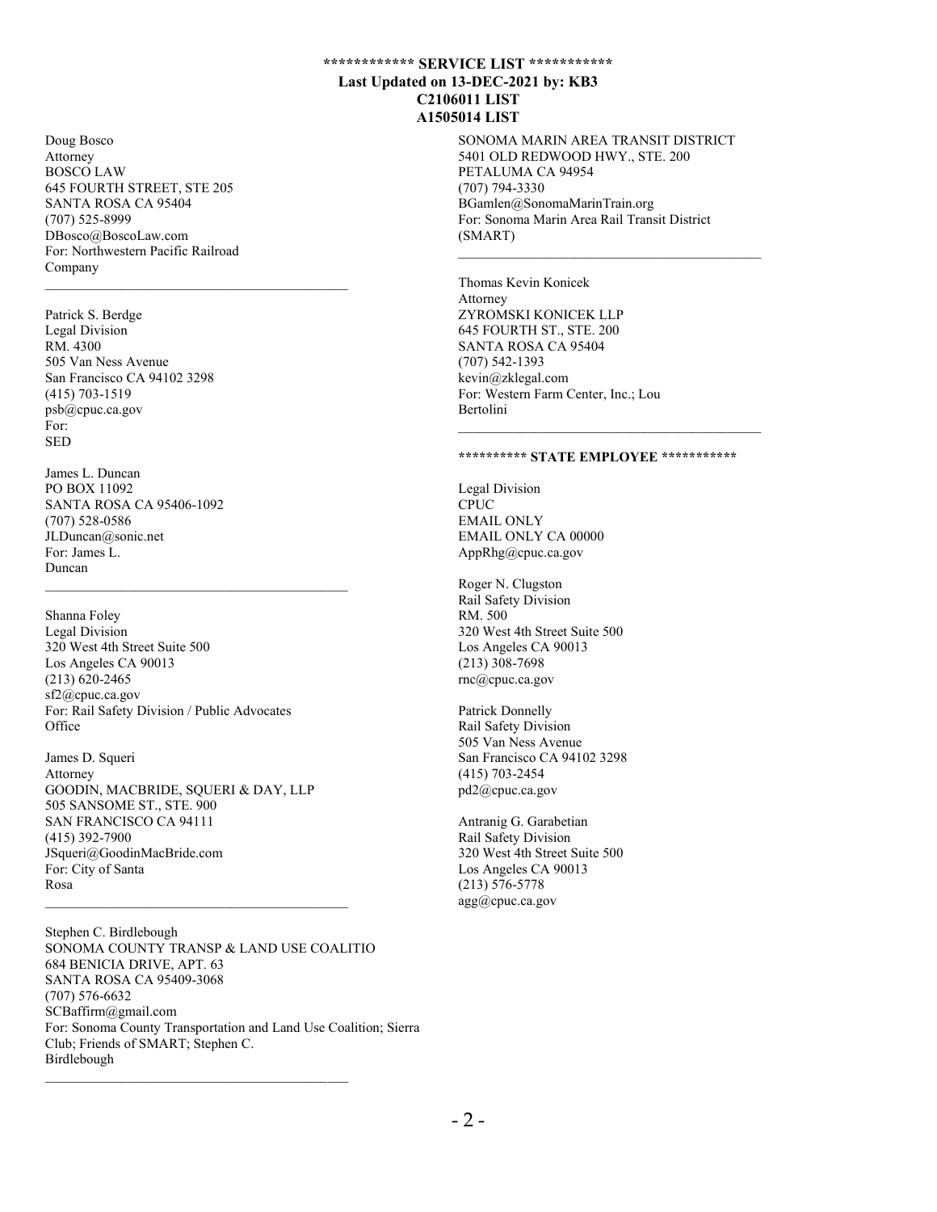**\*\*\*\*\*\*\*\*\*\*\*\* SERVICE LIST \*\*\*\*\*\*\*\*\*\*\***
**Last Updated on 13-DEC-2021 by: KB3**
**C2106011 LIST**
**A1505014 LIST**

Doug Bosco
Attorney
BOSCO LAW
645 FOURTH STREET, STE 205
SANTA ROSA CA 95404
(707) 525-8999
DBosco@BoscoLaw.com
For: Northwestern Pacific Railroad Company

---

Patrick S. Berdge
Legal Division
RM. 4300
505 Van Ness Avenue
San Francisco CA 94102 3298
(415) 703-1519
psb@cpuc.ca.gov
For:
SED

James L. Duncan
PO BOX 11092
SANTA ROSA CA 95406-1092
(707) 528-0586
JLDuncan@sonic.net
For: James L. Duncan

---

Shanna Foley
Legal Division
320 West 4th Street Suite 500
Los Angeles CA 90013
(213) 620-2465
sf2@cpuc.ca.gov
For: Rail Safety Division / Public Advocates Office

James D. Squeri
Attorney
GOODIN, MACBRIDE, SQUERI & DAY, LLP
505 SANSOME ST., STE. 900
SAN FRANCISCO CA 94111
(415) 392-7900
JSqueri@GoodinMacBride.com
For: City of Santa Rosa

---

Stephen C. Birdlebough
SONOMA COUNTY TRANSP & LAND USE COALITIO
684 BENICIA DRIVE, APT. 63
SANTA ROSA CA 95409-3068
(707) 576-6632
SCBaffirm@gmail.com
For: Sonoma County Transportation and Land Use Coalition; Sierra Club; Friends of SMART; Stephen C. Birdlebough

---

SONOMA MARIN AREA TRANSIT DISTRICT
5401 OLD REDWOOD HWY., STE. 200
PETALUMA CA 94954
(707) 794-3330
BGamlen@SonomaMarinTrain.org
For: Sonoma Marin Area Rail Transit District (SMART)

---

Thomas Kevin Konicek
Attorney
ZYROMSKI KONICEK LLP
645 FOURTH ST., STE. 200
SANTA ROSA CA 95404
(707) 542-1393
kevin@zklegal.com
For: Western Farm Center, Inc.; Lou Bertolini

---

**\*\*\*\*\*\*\*\*\*\* STATE EMPLOYEE \*\*\*\*\*\*\*\*\*\*\***

Legal Division
CPUC
EMAIL ONLY
EMAIL ONLY CA 00000
AppRhg@cpuc.ca.gov

Roger N. Clugston
Rail Safety Division
RM. 500
320 West 4th Street Suite 500
Los Angeles CA 90013
(213) 308-7698
rnc@cpuc.ca.gov

Patrick Donnelly
Rail Safety Division
505 Van Ness Avenue
San Francisco CA 94102 3298
(415) 703-2454
pd2@cpuc.ca.gov

Antranig G. Garabetian
Rail Safety Division
320 West 4th Street Suite 500
Los Angeles CA 90013
(213) 576-5778
agg@cpuc.ca.gov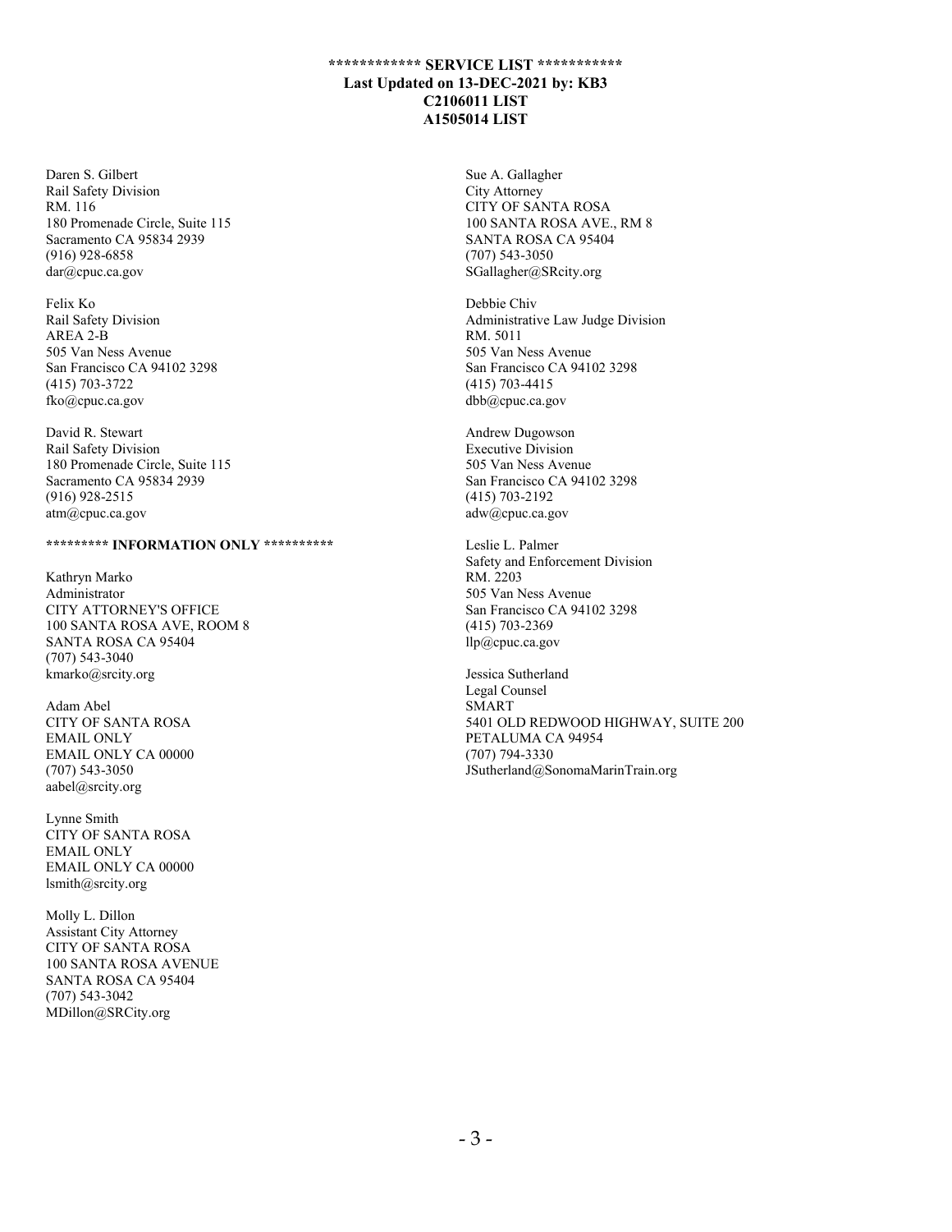**\*\*\*\*\*\*\*\*\*\*\*\* SERVICE LIST \*\*\*\*\*\*\*\*\*\*\***
**Last Updated on 13-DEC-2021 by: KB3**
**C2106011 LIST**
**A1505014 LIST**

Daren S. Gilbert
Rail Safety Division
RM. 116
180 Promenade Circle, Suite 115
Sacramento CA 95834 2939
(916) 928-6858
dar@cpuc.ca.gov

Felix Ko
Rail Safety Division
AREA 2-B
505 Van Ness Avenue
San Francisco CA 94102 3298
(415) 703-3722
fko@cpuc.ca.gov

David R. Stewart
Rail Safety Division
180 Promenade Circle, Suite 115
Sacramento CA 95834 2939
(916) 928-2515
atm@cpuc.ca.gov

**\*\*\*\*\*\*\*\*\* INFORMATION ONLY \*\*\*\*\*\*\*\*\*\***

Kathryn Marko
Administrator
CITY ATTORNEY'S OFFICE
100 SANTA ROSA AVE, ROOM 8
SANTA ROSA CA 95404
(707) 543-3040
kmarko@srcity.org

Adam Abel
CITY OF SANTA ROSA
EMAIL ONLY
EMAIL ONLY CA 00000
(707) 543-3050
aabel@srcity.org

Lynne Smith
CITY OF SANTA ROSA
EMAIL ONLY
EMAIL ONLY CA 00000
lsmith@srcity.org

Molly L. Dillon
Assistant City Attorney
CITY OF SANTA ROSA
100 SANTA ROSA AVENUE
SANTA ROSA CA 95404
(707) 543-3042
MDillon@SRCity.org

Sue A. Gallagher
City Attorney
CITY OF SANTA ROSA
100 SANTA ROSA AVE., RM 8
SANTA ROSA CA 95404
(707) 543-3050
SGallagher@SRcity.org

Debbie Chiv
Administrative Law Judge Division
RM. 5011
505 Van Ness Avenue
San Francisco CA 94102 3298
(415) 703-4415
dbb@cpuc.ca.gov

Andrew Dugowson
Executive Division
505 Van Ness Avenue
San Francisco CA 94102 3298
(415) 703-2192
adw@cpuc.ca.gov

Leslie L. Palmer
Safety and Enforcement Division
RM. 2203
505 Van Ness Avenue
San Francisco CA 94102 3298
(415) 703-2369
llp@cpuc.ca.gov

Jessica Sutherland
Legal Counsel
SMART
5401 OLD REDWOOD HIGHWAY, SUITE 200
PETALUMA CA 94954
(707) 794-3330
JSutherland@SonomaMarinTrain.org